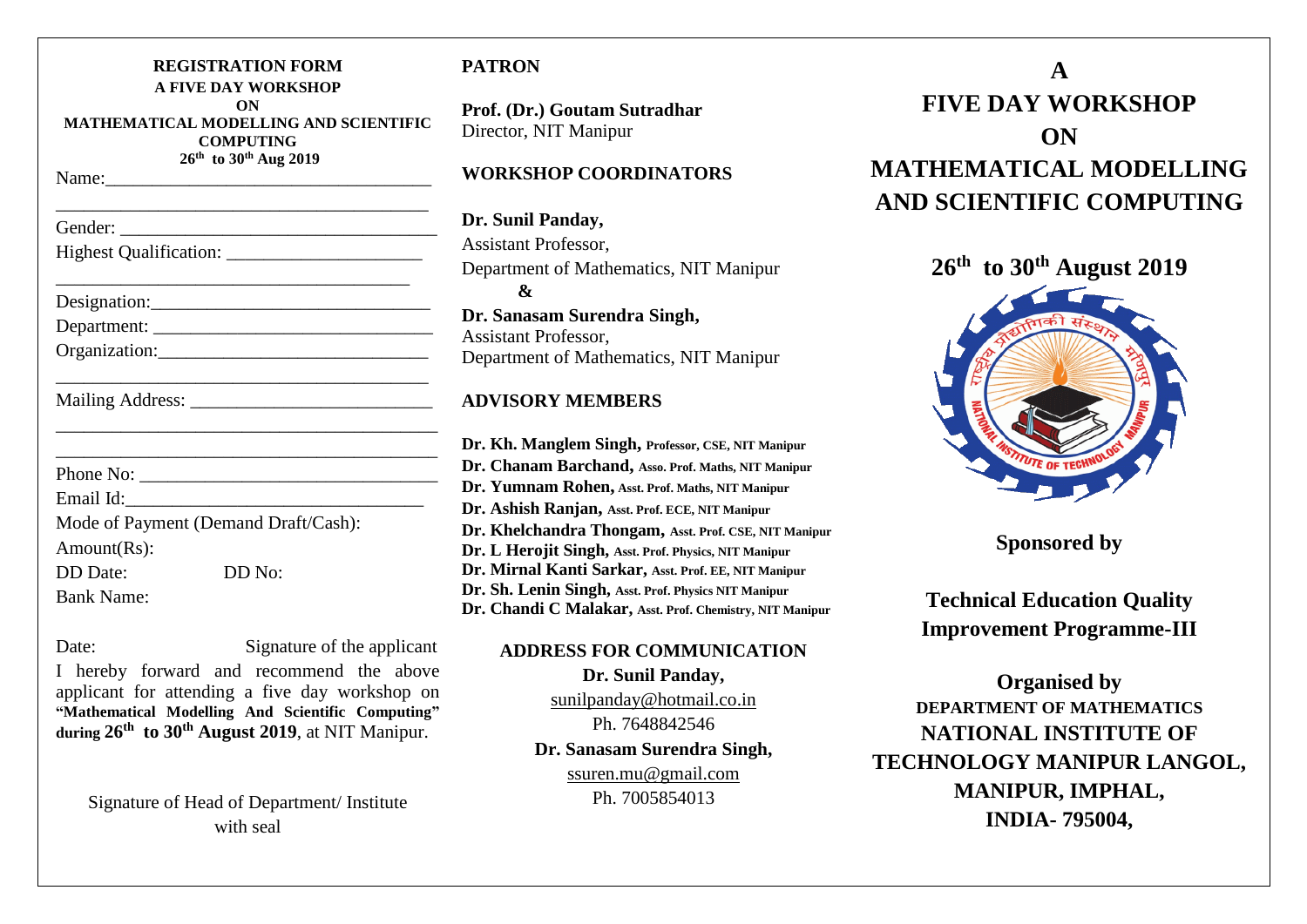**REGISTRATION FORM**
**A FIVE DAY WORKSHOP**
**ON**
**MATHEMATICAL MODELLING AND SCIENTIFIC COMPUTING**
**26th to 30th Aug 2019**

Name:_______________________________________

_______________________________________

Gender: _______________________________________

Highest Qualification: _______________________

_______________________________________

Designation:_______________________________

Department: _______________________________

Organization:_______________________________

_______________________________________

Mailing Address: ___________________________

_______________________________________

_______________________________________

Phone No: _________________________________

Email Id:_________________________________

Mode of Payment (Demand Draft/Cash):

Amount(Rs):

DD Date: DD No:

Bank Name:

Date: Signature of the applicant

I hereby forward and recommend the above applicant for attending a five day workshop on **"Mathematical Modelling And Scientific Computing" during 26th to 30th August 2019**, at NIT Manipur.

Signature of Head of Department/ Institute with seal

**PATRON**

**Prof. (Dr.) Goutam Sutradhar**
Director, NIT Manipur

**WORKSHOP COORDINATORS**

**Dr. Sunil Panday,**
Assistant Professor,
Department of Mathematics, NIT Manipur
**&**
**Dr. Sanasam Surendra Singh,**
Assistant Professor,
Department of Mathematics, NIT Manipur

**ADVISORY MEMBERS**

**Dr. Kh. Manglem Singh,** Professor, CSE, NIT Manipur
**Dr. Chanam Barchand,** Asso. Prof. Maths, NIT Manipur
**Dr. Yumnam Rohen,** Asst. Prof. Maths, NIT Manipur
**Dr. Ashish Ranjan,** Asst. Prof. ECE, NIT Manipur
**Dr. Khelchandra Thongam,** Asst. Prof. CSE, NIT Manipur
**Dr. L Herojit Singh,** Asst. Prof. Physics, NIT Manipur
**Dr. Mirnal Kanti Sarkar,** Asst. Prof. EE, NIT Manipur
**Dr. Sh. Lenin Singh,** Asst. Prof. Physics NIT Manipur
**Dr. Chandi C Malakar,** Asst. Prof. Chemistry, NIT Manipur

**ADDRESS FOR COMMUNICATION**

**Dr. Sunil Panday,**
sunilpanday@hotmail.co.in
Ph. 7648842546

**Dr. Sanasam Surendra Singh,**
ssuren.mu@gmail.com
Ph. 7005854013

# A FIVE DAY WORKSHOP ON MATHEMATICAL MODELLING AND SCIENTIFIC COMPUTING

## 26th to 30th August 2019

**Sponsored by**

**Technical Education Quality Improvement Programme-III**

**Organised by**
**DEPARTMENT OF MATHEMATICS**
**NATIONAL INSTITUTE OF TECHNOLOGY MANIPUR LANGOL, MANIPUR, IMPHAL, INDIA- 795004,**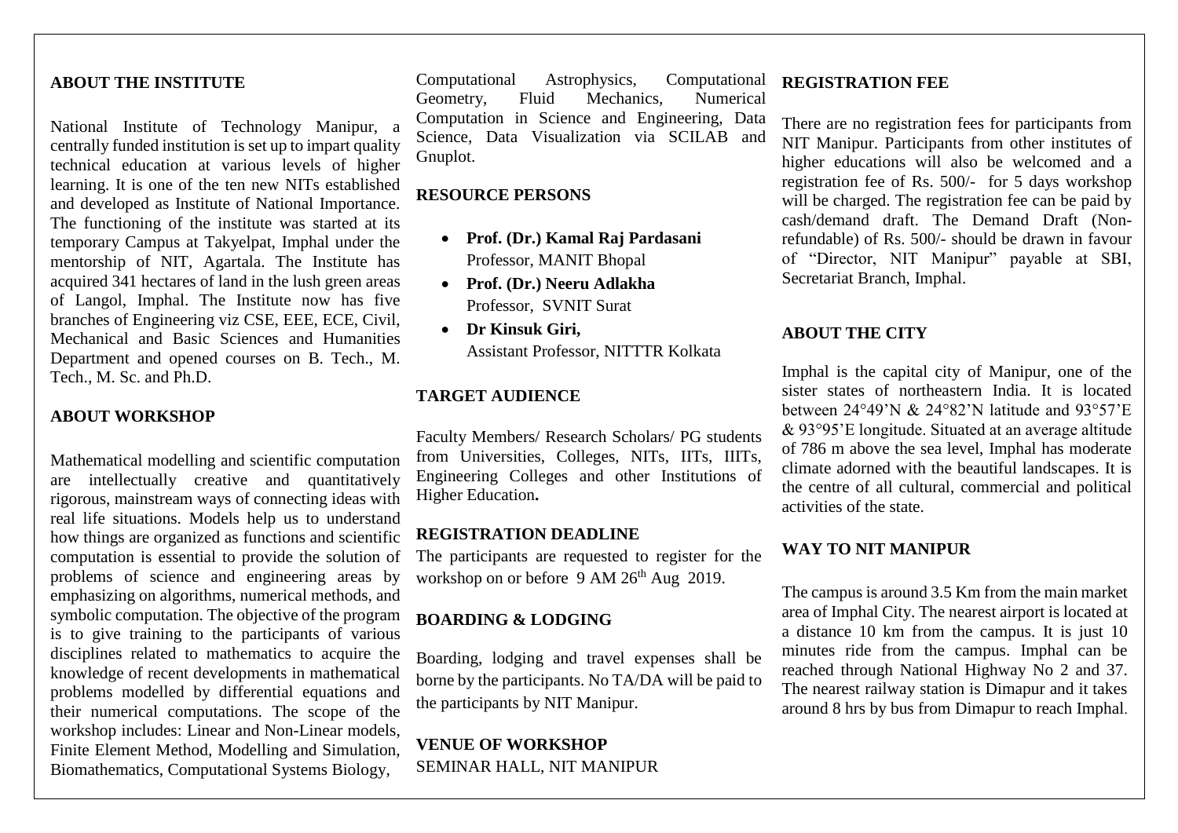## ABOUT THE INSTITUTE

National Institute of Technology Manipur, a centrally funded institution is set up to impart quality technical education at various levels of higher learning. It is one of the ten new NITs established and developed as Institute of National Importance. The functioning of the institute was started at its temporary Campus at Takyelpat, Imphal under the mentorship of NIT, Agartala. The Institute has acquired 341 hectares of land in the lush green areas of Langol, Imphal. The Institute now has five branches of Engineering viz CSE, EEE, ECE, Civil, Mechanical and Basic Sciences and Humanities Department and opened courses on B. Tech., M. Tech., M. Sc. and Ph.D.

## ABOUT WORKSHOP

Mathematical modelling and scientific computation are intellectually creative and quantitatively rigorous, mainstream ways of connecting ideas with real life situations. Models help us to understand how things are organized as functions and scientific computation is essential to provide the solution of problems of science and engineering areas by emphasizing on algorithms, numerical methods, and symbolic computation. The objective of the program is to give training to the participants of various disciplines related to mathematics to acquire the knowledge of recent developments in mathematical problems modelled by differential equations and their numerical computations. The scope of the workshop includes: Linear and Non-Linear models, Finite Element Method, Modelling and Simulation, Biomathematics, Computational Systems Biology, Computational Astrophysics, Computational Geometry, Fluid Mechanics, Numerical Computation in Science and Engineering, Data Science, Data Visualization via SCILAB and Gnuplot.

## RESOURCE PERSONS

- **Prof. (Dr.) Kamal Raj Pardasani**
  Professor, MANIT Bhopal
- **Prof. (Dr.) Neeru Adlakha**
  Professor, SVNIT Surat
- **Dr Kinsuk Giri,**
  Assistant Professor, NITTTR Kolkata

## TARGET AUDIENCE

Faculty Members/ Research Scholars/ PG students from Universities, Colleges, NITs, IITs, IIITs, Engineering Colleges and other Institutions of Higher Education**.**

## REGISTRATION DEADLINE

The participants are requested to register for the workshop on or before 9 AM 26th Aug 2019.

## BOARDING & LODGING

Boarding, lodging and travel expenses shall be borne by the participants. No TA/DA will be paid to the participants by NIT Manipur.

## VENUE OF WORKSHOP

SEMINAR HALL, NIT MANIPUR

## REGISTRATION FEE

There are no registration fees for participants from NIT Manipur. Participants from other institutes of higher educations will also be welcomed and a registration fee of Rs. 500/- for 5 days workshop will be charged. The registration fee can be paid by cash/demand draft. The Demand Draft (Non-refundable) of Rs. 500/- should be drawn in favour of "Director, NIT Manipur" payable at SBI, Secretariat Branch, Imphal.

## ABOUT THE CITY

Imphal is the capital city of Manipur, one of the sister states of northeastern India. It is located between 24°49'N & 24°82'N latitude and 93°57'E & 93°95'E longitude. Situated at an average altitude of 786 m above the sea level, Imphal has moderate climate adorned with the beautiful landscapes. It is the centre of all cultural, commercial and political activities of the state.

## WAY TO NIT MANIPUR

The campus is around 3.5 Km from the main market area of Imphal City. The nearest airport is located at a distance 10 km from the campus. It is just 10 minutes ride from the campus. Imphal can be reached through National Highway No 2 and 37. The nearest railway station is Dimapur and it takes around 8 hrs by bus from Dimapur to reach Imphal.